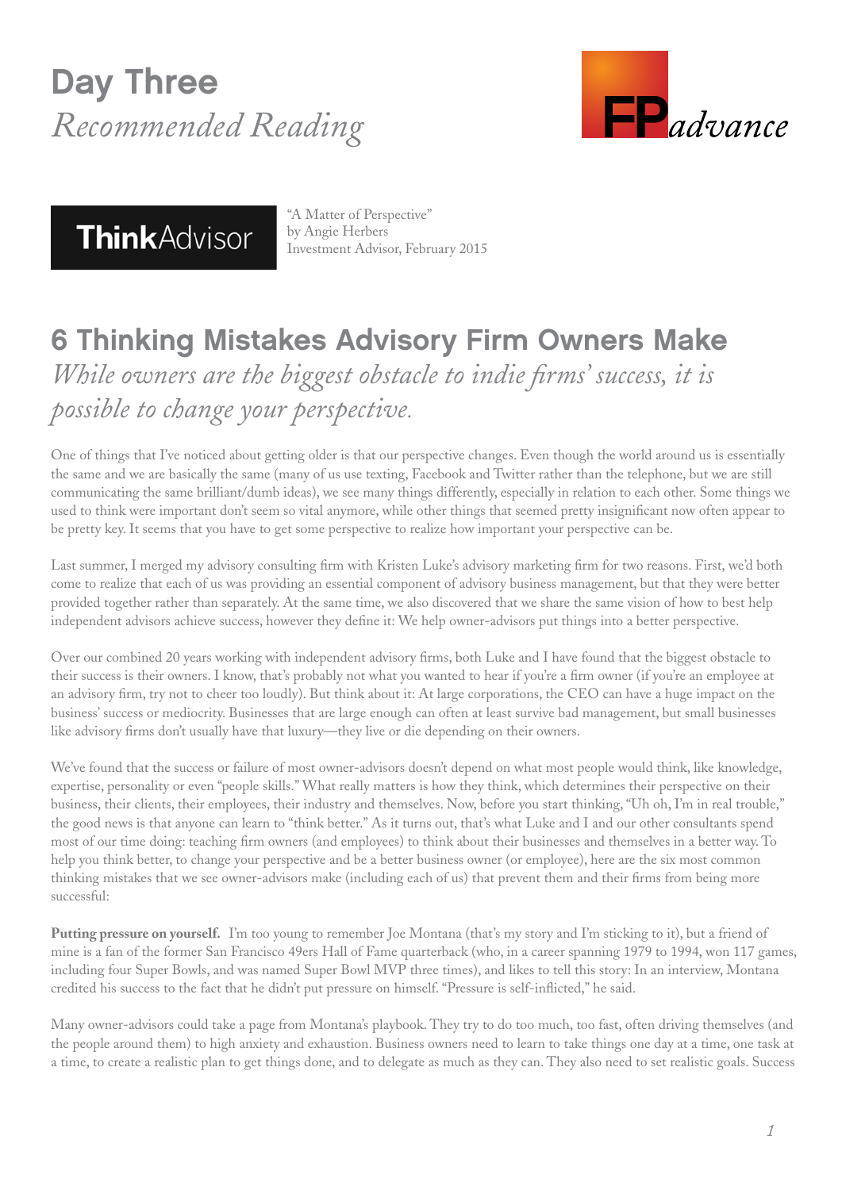# Day Three
*Recommended Reading*

FP*advance*

**Think**Advisor

"A Matter of Perspective"
by Angie Herbers
Investment Advisor, February 2015

## 6 Thinking Mistakes Advisory Firm Owners Make

*While owners are the biggest obstacle to indie firms' success, it is possible to change your perspective.*

One of things that I've noticed about getting older is that our perspective changes. Even though the world around us is essentially the same and we are basically the same (many of us use texting, Facebook and Twitter rather than the telephone, but we are still communicating the same brilliant/dumb ideas), we see many things differently, especially in relation to each other. Some things we used to think were important don't seem so vital anymore, while other things that seemed pretty insignificant now often appear to be pretty key. It seems that you have to get some perspective to realize how important your perspective can be.

Last summer, I merged my advisory consulting firm with Kristen Luke's advisory marketing firm for two reasons. First, we'd both come to realize that each of us was providing an essential component of advisory business management, but that they were better provided together rather than separately. At the same time, we also discovered that we share the same vision of how to best help independent advisors achieve success, however they define it: We help owner-advisors put things into a better perspective.

Over our combined 20 years working with independent advisory firms, both Luke and I have found that the biggest obstacle to their success is their owners. I know, that's probably not what you wanted to hear if you're a firm owner (if you're an employee at an advisory firm, try not to cheer too loudly). But think about it: At large corporations, the CEO can have a huge impact on the business' success or mediocrity. Businesses that are large enough can often at least survive bad management, but small businesses like advisory firms don't usually have that luxury—they live or die depending on their owners.

We've found that the success or failure of most owner-advisors doesn't depend on what most people would think, like knowledge, expertise, personality or even "people skills." What really matters is how they think, which determines their perspective on their business, their clients, their employees, their industry and themselves. Now, before you start thinking, "Uh oh, I'm in real trouble," the good news is that anyone can learn to "think better." As it turns out, that's what Luke and I and our other consultants spend most of our time doing: teaching firm owners (and employees) to think about their businesses and themselves in a better way. To help you think better, to change your perspective and be a better business owner (or employee), here are the six most common thinking mistakes that we see owner-advisors make (including each of us) that prevent them and their firms from being more successful:

**Putting pressure on yourself.** I'm too young to remember Joe Montana (that's my story and I'm sticking to it), but a friend of mine is a fan of the former San Francisco 49ers Hall of Fame quarterback (who, in a career spanning 1979 to 1994, won 117 games, including four Super Bowls, and was named Super Bowl MVP three times), and likes to tell this story: In an interview, Montana credited his success to the fact that he didn't put pressure on himself. "Pressure is self-inflicted," he said.

Many owner-advisors could take a page from Montana's playbook. They try to do too much, too fast, often driving themselves (and the people around them) to high anxiety and exhaustion. Business owners need to learn to take things one day at a time, one task at a time, to create a realistic plan to get things done, and to delegate as much as they can. They also need to set realistic goals. Success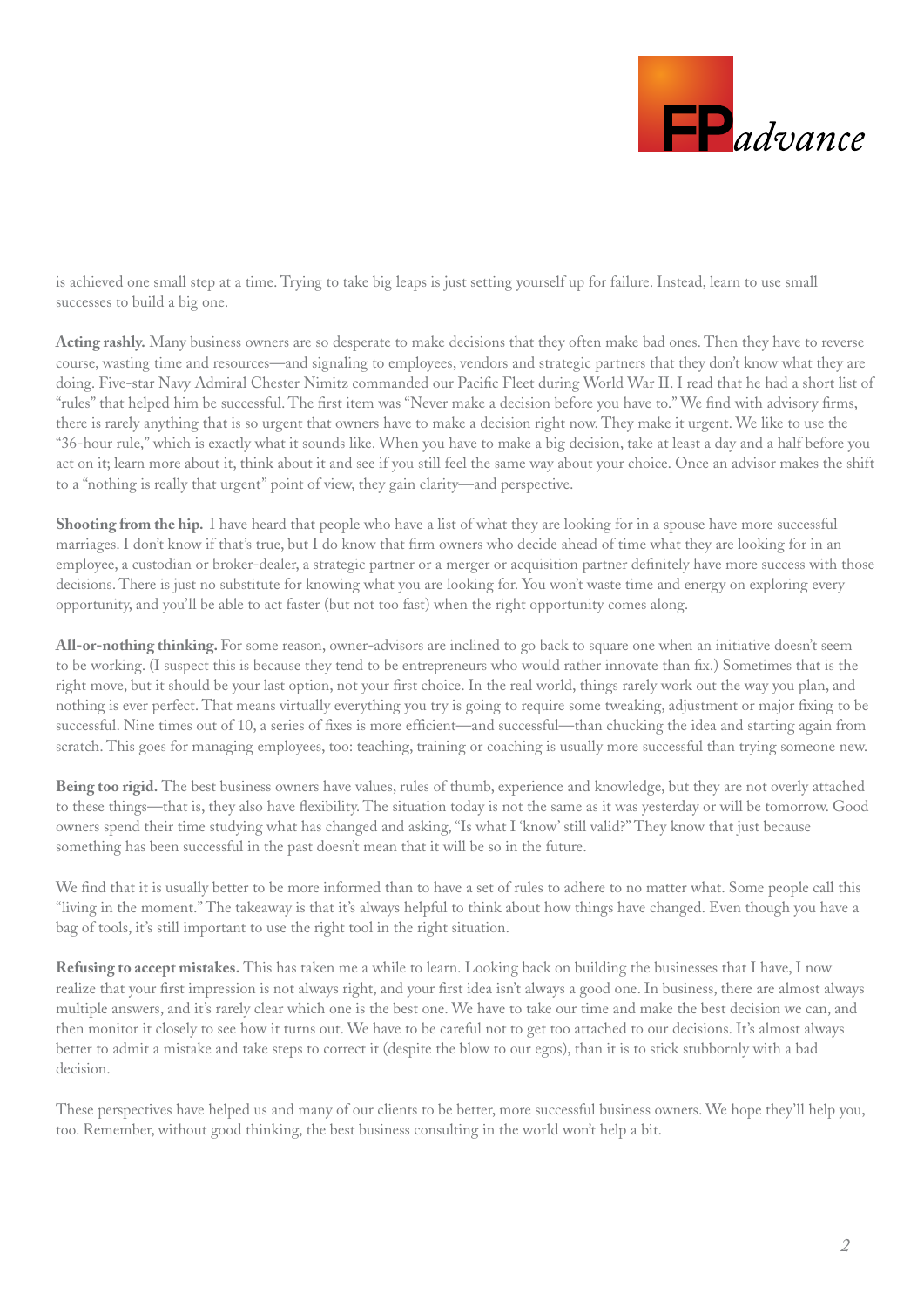is achieved one small step at a time. Trying to take big leaps is just setting yourself up for failure. Instead, learn to use small successes to build a big one.

**Acting rashly.** Many business owners are so desperate to make decisions that they often make bad ones. Then they have to reverse course, wasting time and resources—and signaling to employees, vendors and strategic partners that they don't know what they are doing. Five-star Navy Admiral Chester Nimitz commanded our Pacific Fleet during World War II. I read that he had a short list of "rules" that helped him be successful. The first item was "Never make a decision before you have to." We find with advisory firms, there is rarely anything that is so urgent that owners have to make a decision right now. They make it urgent. We like to use the "36-hour rule," which is exactly what it sounds like. When you have to make a big decision, take at least a day and a half before you act on it; learn more about it, think about it and see if you still feel the same way about your choice. Once an advisor makes the shift to a "nothing is really that urgent" point of view, they gain clarity—and perspective.

**Shooting from the hip.** I have heard that people who have a list of what they are looking for in a spouse have more successful marriages. I don't know if that's true, but I do know that firm owners who decide ahead of time what they are looking for in an employee, a custodian or broker-dealer, a strategic partner or a merger or acquisition partner definitely have more success with those decisions. There is just no substitute for knowing what you are looking for. You won't waste time and energy on exploring every opportunity, and you'll be able to act faster (but not too fast) when the right opportunity comes along.

**All-or-nothing thinking.** For some reason, owner-advisors are inclined to go back to square one when an initiative doesn't seem to be working. (I suspect this is because they tend to be entrepreneurs who would rather innovate than fix.) Sometimes that is the right move, but it should be your last option, not your first choice. In the real world, things rarely work out the way you plan, and nothing is ever perfect. That means virtually everything you try is going to require some tweaking, adjustment or major fixing to be successful. Nine times out of 10, a series of fixes is more efficient—and successful—than chucking the idea and starting again from scratch. This goes for managing employees, too: teaching, training or coaching is usually more successful than trying someone new.

**Being too rigid.** The best business owners have values, rules of thumb, experience and knowledge, but they are not overly attached to these things—that is, they also have flexibility. The situation today is not the same as it was yesterday or will be tomorrow. Good owners spend their time studying what has changed and asking, "Is what I 'know' still valid?" They know that just because something has been successful in the past doesn't mean that it will be so in the future.

We find that it is usually better to be more informed than to have a set of rules to adhere to no matter what. Some people call this "living in the moment." The takeaway is that it's always helpful to think about how things have changed. Even though you have a bag of tools, it's still important to use the right tool in the right situation.

**Refusing to accept mistakes.** This has taken me a while to learn. Looking back on building the businesses that I have, I now realize that your first impression is not always right, and your first idea isn't always a good one. In business, there are almost always multiple answers, and it's rarely clear which one is the best one. We have to take our time and make the best decision we can, and then monitor it closely to see how it turns out. We have to be careful not to get too attached to our decisions. It's almost always better to admit a mistake and take steps to correct it (despite the blow to our egos), than it is to stick stubbornly with a bad decision.

These perspectives have helped us and many of our clients to be better, more successful business owners. We hope they'll help you, too. Remember, without good thinking, the best business consulting in the world won't help a bit.